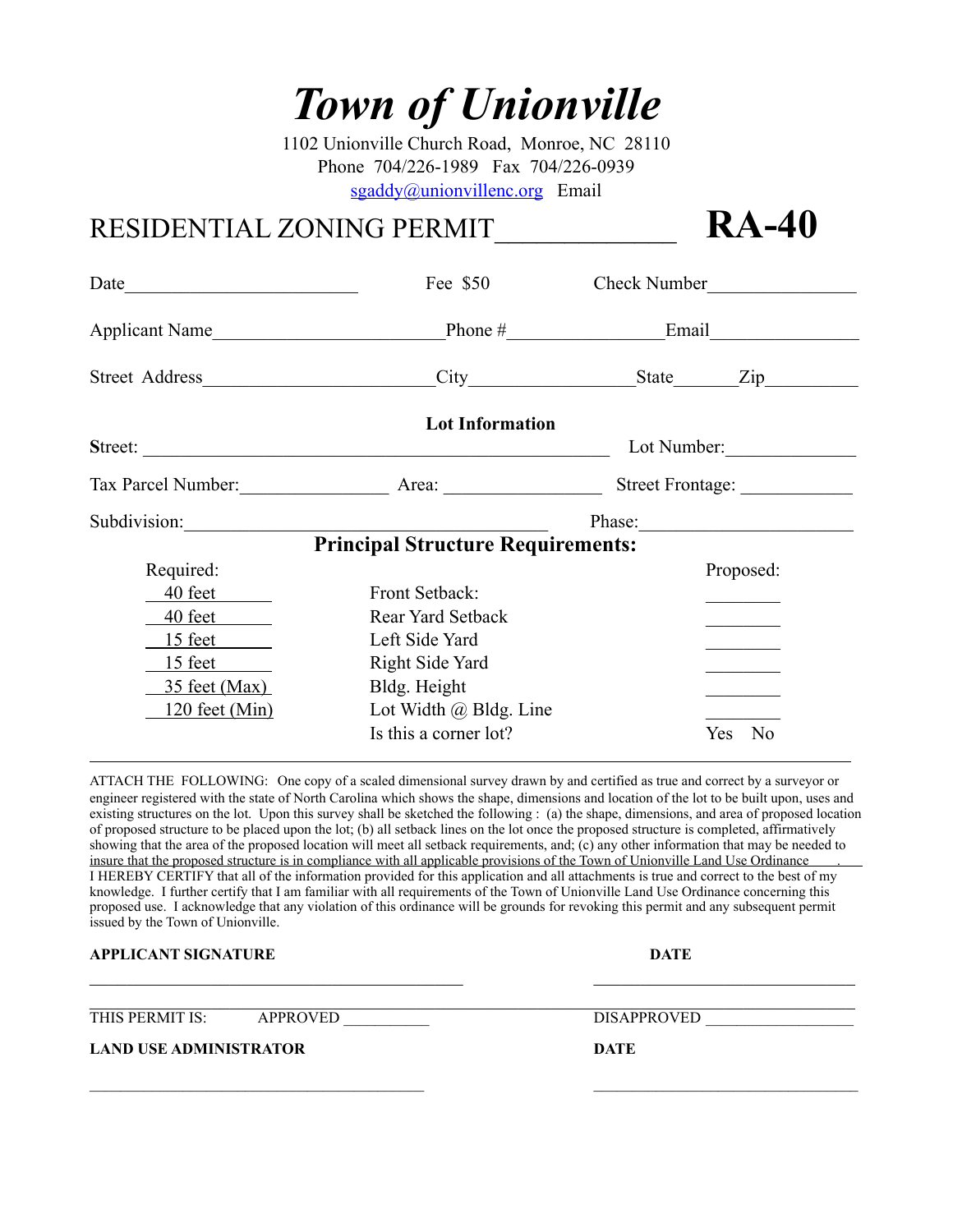# *Town of Unionville*

1102 Unionville Church Road, Monroe, NC 28110
Phone 704/226-1989 Fax 704/226-0939
sgaddy@unionvillenc.org Email

## RESIDENTIAL ZONING PERMIT______________ **RA-40**

Date________________________ Fee $50 Check Number_______________

Applicant Name_______________________Phone #_______________Email_______________

Street Address_______________________City________________State______Zip_________

**Lot Information**

**S**treet: ________________________________________________ Lot Number:_____________

Tax Parcel Number:_______________ Area: ________________ Street Frontage: ___________

Subdivision:____________________________________ Phase:______________________

### Principal Structure Requirements:

| Required: | | Proposed: |
|---|---|---|
| 40 feet | Front Setback: | ________ |
| 40 feet | Rear Yard Setback | ________ |
| 15 feet | Left Side Yard | ________ |
| 15 feet | Right Side Yard | ________ |
| 35 feet (Max) | Bldg. Height | ________ |
| 120 feet (Min) | Lot Width @ Bldg. Line | ________ |
| | Is this a corner lot? | Yes No |

ATTACH THE FOLLOWING: One copy of a scaled dimensional survey drawn by and certified as true and correct by a surveyor or engineer registered with the state of North Carolina which shows the shape, dimensions and location of the lot to be built upon, uses and existing structures on the lot. Upon this survey shall be sketched the following : (a) the shape, dimensions, and area of proposed location of proposed structure to be placed upon the lot; (b) all setback lines on the lot once the proposed structure is completed, affirmatively showing that the area of the proposed location will meet all setback requirements, and; (c) any other information that may be needed to insure that the proposed structure is in compliance with all applicable provisions of the Town of Unionville Land Use Ordinance .
I HEREBY CERTIFY that all of the information provided for this application and all attachments is true and correct to the best of my knowledge. I further certify that I am familiar with all requirements of the Town of Unionville Land Use Ordinance concerning this proposed use. I acknowledge that any violation of this ordinance will be grounds for revoking this permit and any subsequent permit issued by the Town of Unionville.

**APPLICANT SIGNATURE** **DATE**

_______________________________________ ____________________________

THIS PERMIT IS: APPROVED __________ DISAPPROVED _________________

**LAND USE ADMINISTRATOR** **DATE**

_______________________________________ ____________________________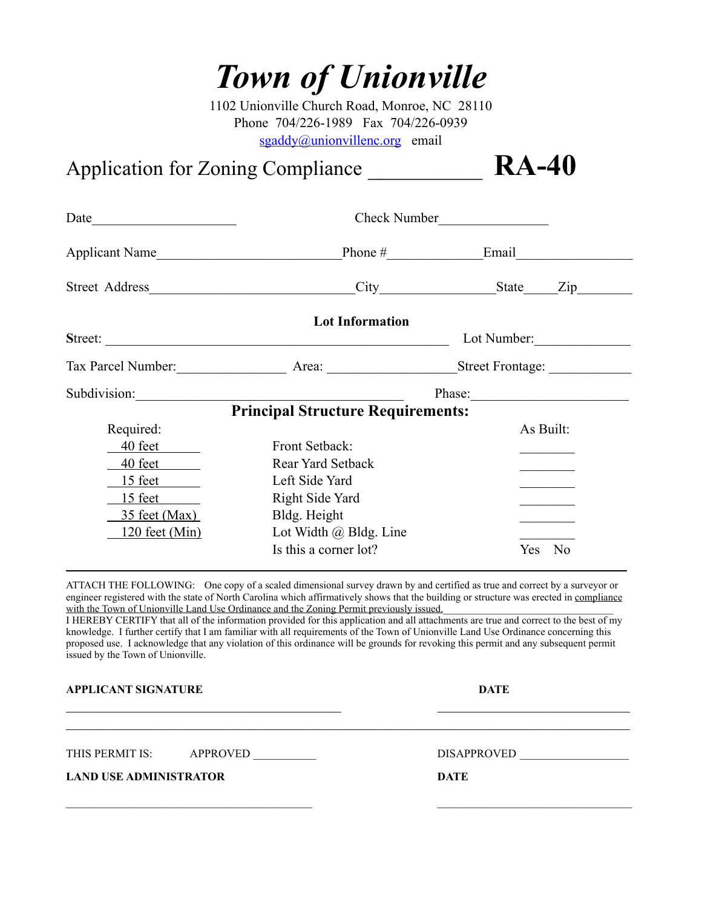# *Town of Unionville*

1102 Unionville Church Road, Monroe, NC 28110
Phone 704/226-1989 Fax 704/226-0939
sgaddy@unionvillenc.org email

## Application for Zoning Compliance __________ **RA-40**

Date____________________ Check Number_______________

Applicant Name________________________Phone #____________Email_______________

Street Address___________________________City______________State_____Zip________

**Lot Information**

Street: ______________________________________________ Lot Number:_____________

Tax Parcel Number:_______________ Area: _________________Street Frontage: ___________

Subdivision:_____________________________________ Phase:______________________

**Principal Structure Requirements:**

| Required: | | As Built: |
|---|---|---|
| 40 feet | Front Setback: | ________ |
| 40 feet | Rear Yard Setback | ________ |
| 15 feet | Left Side Yard | ________ |
| 15 feet | Right Side Yard | ________ |
| 35 feet (Max) | Bldg. Height | ________ |
| 120 feet (Min) | Lot Width @ Bldg. Line | ________ |
| | Is this a corner lot? | Yes No |

---

ATTACH THE FOLLOWING: One copy of a scaled dimensional survey drawn by and certified as true and correct by a surveyor or engineer registered with the state of North Carolina which affirmatively shows that the building or structure was erected in compliance with the Town of Unionville Land Use Ordinance and the Zoning Permit previously issued.

I HEREBY CERTIFY that all of the information provided for this application and all attachments are true and correct to the best of my knowledge. I further certify that I am familiar with all requirements of the Town of Unionville Land Use Ordinance concerning this proposed use. I acknowledge that any violation of this ordinance will be grounds for revoking this permit and any subsequent permit issued by the Town of Unionville.

**APPLICANT SIGNATURE** **DATE**

_____________________________________________ ________________________________

THIS PERMIT IS: APPROVED __________ DISAPPROVED __________________

**LAND USE ADMINISTRATOR** **DATE**

_________________________________________ ________________________________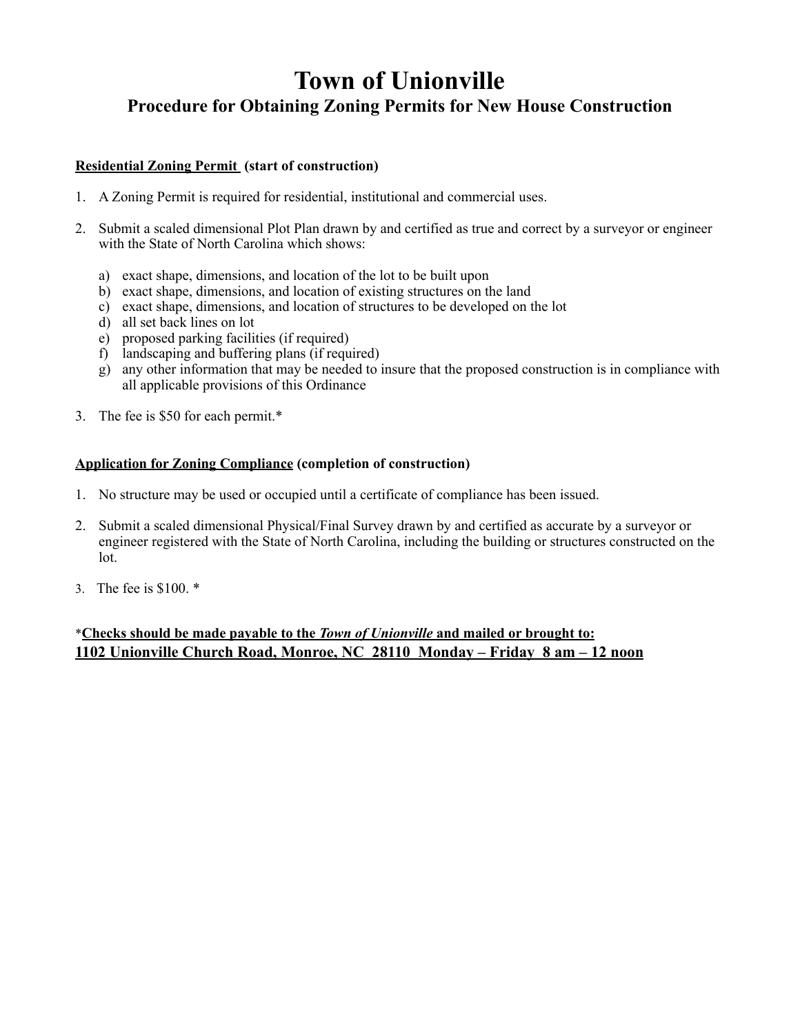# Town of Unionville

## Procedure for Obtaining Zoning Permits for New House Construction

**<u>Residential Zoning Permit</u> (start of construction)**

1. A Zoning Permit is required for residential, institutional and commercial uses.

2. Submit a scaled dimensional Plot Plan drawn by and certified as true and correct by a surveyor or engineer with the State of North Carolina which shows:

   a) exact shape, dimensions, and location of the lot to be built upon
   b) exact shape, dimensions, and location of existing structures on the land
   c) exact shape, dimensions, and location of structures to be developed on the lot
   d) all set back lines on lot
   e) proposed parking facilities (if required)
   f) landscaping and buffering plans (if required)
   g) any other information that may be needed to insure that the proposed construction is in compliance with all applicable provisions of this Ordinance

3. The fee is $50 for each permit.*

**<u>Application for Zoning Compliance</u> (completion of construction)**

1. No structure may be used or occupied until a certificate of compliance has been issued.

2. Submit a scaled dimensional Physical/Final Survey drawn by and certified as accurate by a surveyor or engineer registered with the State of North Carolina, including the building or structures constructed on the lot.

3. The fee is $100. *

*<u>**Checks should be made payable to the *Town of Unionville* and mailed or brought to:**</u>

<u>**1102 Unionville Church Road, Monroe, NC 28110 Monday – Friday 8 am – 12 noon**</u>